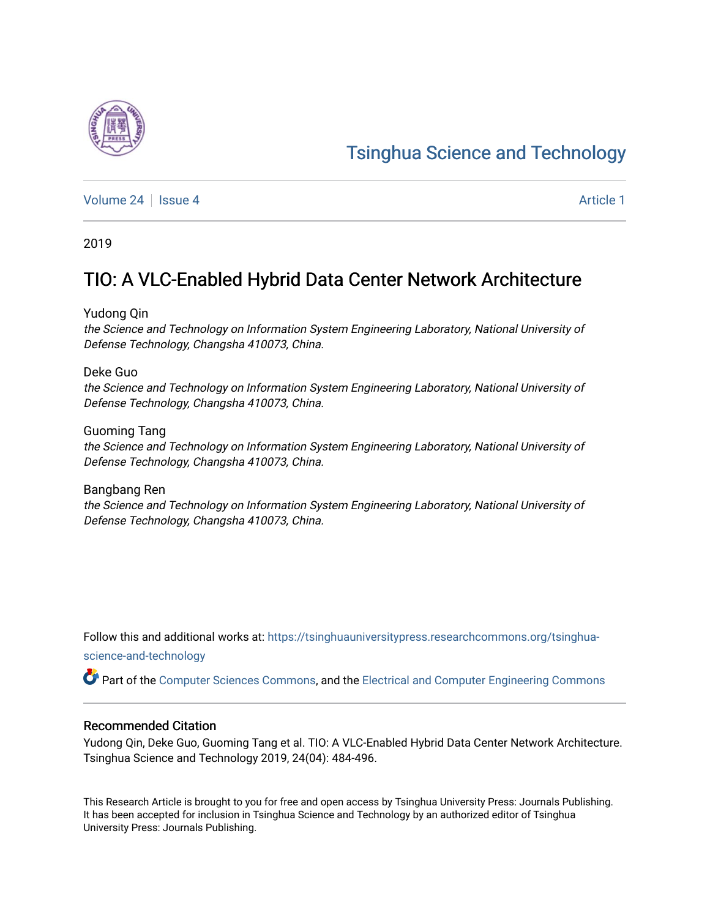# Tsinghua Science and Technology

Volume 24 | Issue 4 Article 1

2019

## TIO: A VLC-Enabled Hybrid Data Center Network Architecture

Yudong Qin
*the Science and Technology on Information System Engineering Laboratory, National University of Defense Technology, Changsha 410073, China.*

Deke Guo
*the Science and Technology on Information System Engineering Laboratory, National University of Defense Technology, Changsha 410073, China.*

Guoming Tang
*the Science and Technology on Information System Engineering Laboratory, National University of Defense Technology, Changsha 410073, China.*

Bangbang Ren
*the Science and Technology on Information System Engineering Laboratory, National University of Defense Technology, Changsha 410073, China.*

Follow this and additional works at: https://tsinghuauniversitypress.researchcommons.org/tsinghua-science-and-technology

Part of the Computer Sciences Commons, and the Electrical and Computer Engineering Commons

### Recommended Citation

Yudong Qin, Deke Guo, Guoming Tang et al. TIO: A VLC-Enabled Hybrid Data Center Network Architecture. Tsinghua Science and Technology 2019, 24(04): 484-496.

This Research Article is brought to you for free and open access by Tsinghua University Press: Journals Publishing. It has been accepted for inclusion in Tsinghua Science and Technology by an authorized editor of Tsinghua University Press: Journals Publishing.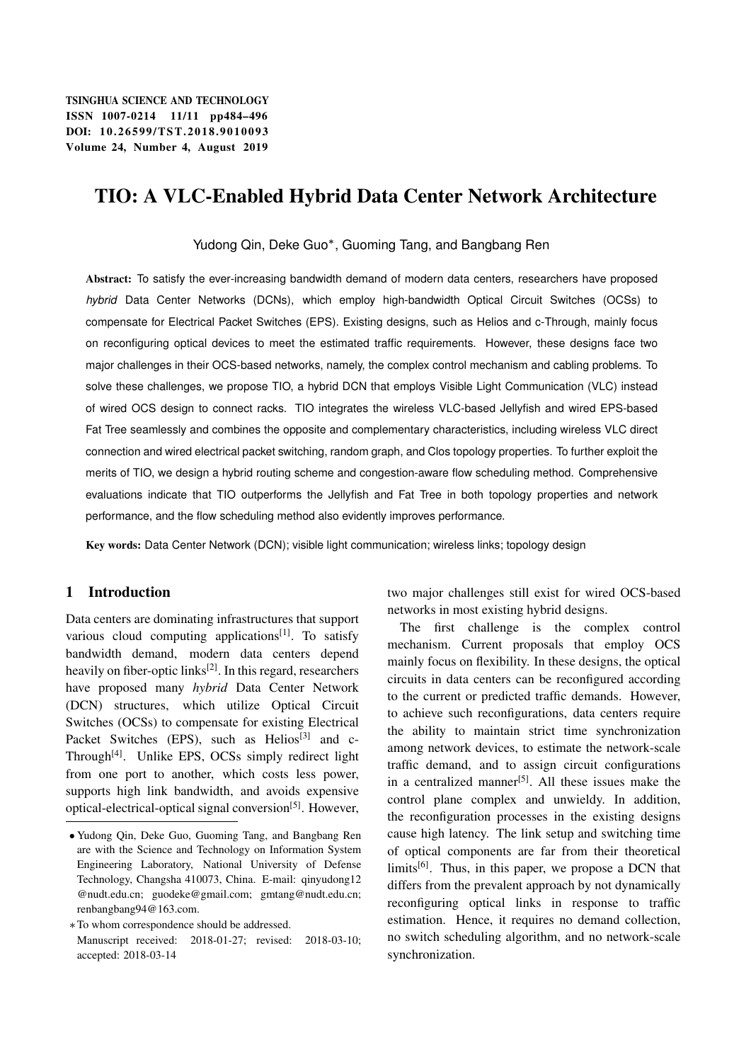TSINGHUA SCIENCE AND TECHNOLOGY
ISSN 1007-0214 11/11 pp484–496
DOI: 10.26599/TST.2018.9010093
Volume 24, Number 4, August 2019

# TIO: A VLC-Enabled Hybrid Data Center Network Architecture

Yudong Qin, Deke Guo*, Guoming Tang, and Bangbang Ren

**Abstract:** To satisfy the ever-increasing bandwidth demand of modern data centers, researchers have proposed *hybrid* Data Center Networks (DCNs), which employ high-bandwidth Optical Circuit Switches (OCSs) to compensate for Electrical Packet Switches (EPS). Existing designs, such as Helios and c-Through, mainly focus on reconfiguring optical devices to meet the estimated traffic requirements. However, these designs face two major challenges in their OCS-based networks, namely, the complex control mechanism and cabling problems. To solve these challenges, we propose TIO, a hybrid DCN that employs Visible Light Communication (VLC) instead of wired OCS design to connect racks. TIO integrates the wireless VLC-based Jellyfish and wired EPS-based Fat Tree seamlessly and combines the opposite and complementary characteristics, including wireless VLC direct connection and wired electrical packet switching, random graph, and Clos topology properties. To further exploit the merits of TIO, we design a hybrid routing scheme and congestion-aware flow scheduling method. Comprehensive evaluations indicate that TIO outperforms the Jellyfish and Fat Tree in both topology properties and network performance, and the flow scheduling method also evidently improves performance.

**Key words:** Data Center Network (DCN); visible light communication; wireless links; topology design

## 1 Introduction

Data centers are dominating infrastructures that support various cloud computing applications[1]. To satisfy bandwidth demand, modern data centers depend heavily on fiber-optic links[2]. In this regard, researchers have proposed many *hybrid* Data Center Network (DCN) structures, which utilize Optical Circuit Switches (OCSs) to compensate for existing Electrical Packet Switches (EPS), such as Helios[3] and c-Through[4]. Unlike EPS, OCSs simply redirect light from one port to another, which costs less power, supports high link bandwidth, and avoids expensive optical-electrical-optical signal conversion[5]. However, two major challenges still exist for wired OCS-based networks in most existing hybrid designs.

The first challenge is the complex control mechanism. Current proposals that employ OCS mainly focus on flexibility. In these designs, the optical circuits in data centers can be reconfigured according to the current or predicted traffic demands. However, to achieve such reconfigurations, data centers require the ability to maintain strict time synchronization among network devices, to estimate the network-scale traffic demand, and to assign circuit configurations in a centralized manner[5]. All these issues make the control plane complex and unwieldy. In addition, the reconfiguration processes in the existing designs cause high latency. The link setup and switching time of optical components are far from their theoretical limits[6]. Thus, in this paper, we propose a DCN that differs from the prevalent approach by not dynamically reconfiguring optical links in response to traffic estimation. Hence, it requires no demand collection, no switch scheduling algorithm, and no network-scale synchronization.

---

- Yudong Qin, Deke Guo, Guoming Tang, and Bangbang Ren are with the Science and Technology on Information System Engineering Laboratory, National University of Defense Technology, Changsha 410073, China. E-mail: qinyudong12@nudt.edu.cn; guodeke@gmail.com; gmtang@nudt.edu.cn; renbangbang94@163.com.

* To whom correspondence should be addressed.
Manuscript received: 2018-01-27; revised: 2018-03-10; accepted: 2018-03-14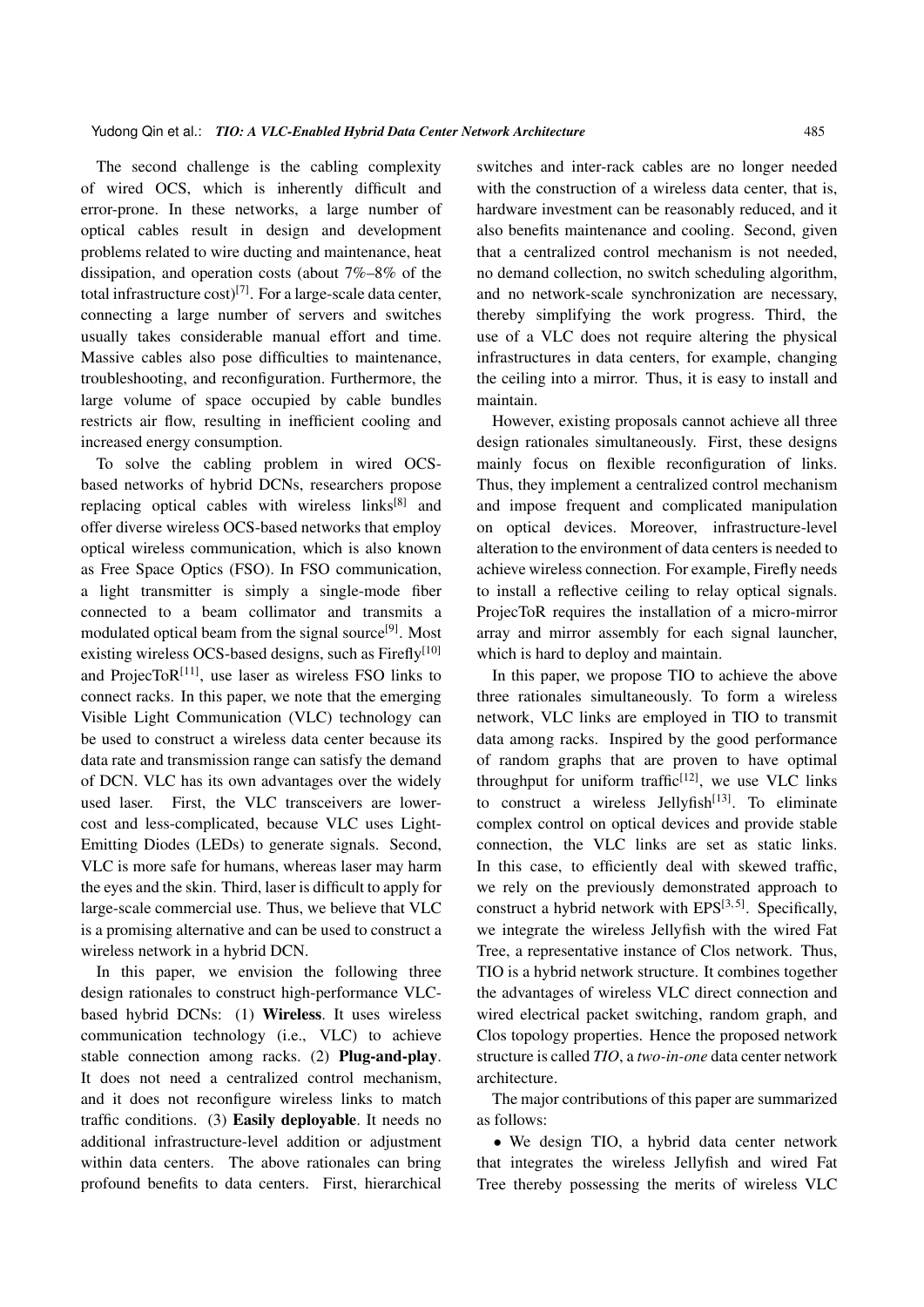The second challenge is the cabling complexity of wired OCS, which is inherently difficult and error-prone. In these networks, a large number of optical cables result in design and development problems related to wire ducting and maintenance, heat dissipation, and operation costs (about 7%–8% of the total infrastructure cost)[7]. For a large-scale data center, connecting a large number of servers and switches usually takes considerable manual effort and time. Massive cables also pose difficulties to maintenance, troubleshooting, and reconfiguration. Furthermore, the large volume of space occupied by cable bundles restricts air flow, resulting in inefficient cooling and increased energy consumption.

To solve the cabling problem in wired OCS-based networks of hybrid DCNs, researchers propose replacing optical cables with wireless links[8] and offer diverse wireless OCS-based networks that employ optical wireless communication, which is also known as Free Space Optics (FSO). In FSO communication, a light transmitter is simply a single-mode fiber connected to a beam collimator and transmits a modulated optical beam from the signal source[9]. Most existing wireless OCS-based designs, such as Firefly[10] and ProjecToR[11], use laser as wireless FSO links to connect racks. In this paper, we note that the emerging Visible Light Communication (VLC) technology can be used to construct a wireless data center because its data rate and transmission range can satisfy the demand of DCN. VLC has its own advantages over the widely used laser. First, the VLC transceivers are lower-cost and less-complicated, because VLC uses Light-Emitting Diodes (LEDs) to generate signals. Second, VLC is more safe for humans, whereas laser may harm the eyes and the skin. Third, laser is difficult to apply for large-scale commercial use. Thus, we believe that VLC is a promising alternative and can be used to construct a wireless network in a hybrid DCN.

In this paper, we envision the following three design rationales to construct high-performance VLC-based hybrid DCNs: (1) **Wireless**. It uses wireless communication technology (i.e., VLC) to achieve stable connection among racks. (2) **Plug-and-play**. It does not need a centralized control mechanism, and it does not reconfigure wireless links to match traffic conditions. (3) **Easily deployable**. It needs no additional infrastructure-level addition or adjustment within data centers. The above rationales can bring profound benefits to data centers. First, hierarchical switches and inter-rack cables are no longer needed with the construction of a wireless data center, that is, hardware investment can be reasonably reduced, and it also benefits maintenance and cooling. Second, given that a centralized control mechanism is not needed, no demand collection, no switch scheduling algorithm, and no network-scale synchronization are necessary, thereby simplifying the work progress. Third, the use of a VLC does not require altering the physical infrastructures in data centers, for example, changing the ceiling into a mirror. Thus, it is easy to install and maintain.

However, existing proposals cannot achieve all three design rationales simultaneously. First, these designs mainly focus on flexible reconfiguration of links. Thus, they implement a centralized control mechanism and impose frequent and complicated manipulation on optical devices. Moreover, infrastructure-level alteration to the environment of data centers is needed to achieve wireless connection. For example, Firefly needs to install a reflective ceiling to relay optical signals. ProjecToR requires the installation of a micro-mirror array and mirror assembly for each signal launcher, which is hard to deploy and maintain.

In this paper, we propose TIO to achieve the above three rationales simultaneously. To form a wireless network, VLC links are employed in TIO to transmit data among racks. Inspired by the good performance of random graphs that are proven to have optimal throughput for uniform traffic[12], we use VLC links to construct a wireless Jellyfish[13]. To eliminate complex control on optical devices and provide stable connection, the VLC links are set as static links. In this case, to efficiently deal with skewed traffic, we rely on the previously demonstrated approach to construct a hybrid network with EPS[3, 5]. Specifically, we integrate the wireless Jellyfish with the wired Fat Tree, a representative instance of Clos network. Thus, TIO is a hybrid network structure. It combines together the advantages of wireless VLC direct connection and wired electrical packet switching, random graph, and Clos topology properties. Hence the proposed network structure is called *TIO*, a *two-in-one* data center network architecture.

The major contributions of this paper are summarized as follows:

- We design TIO, a hybrid data center network that integrates the wireless Jellyfish and wired Fat Tree thereby possessing the merits of wireless VLC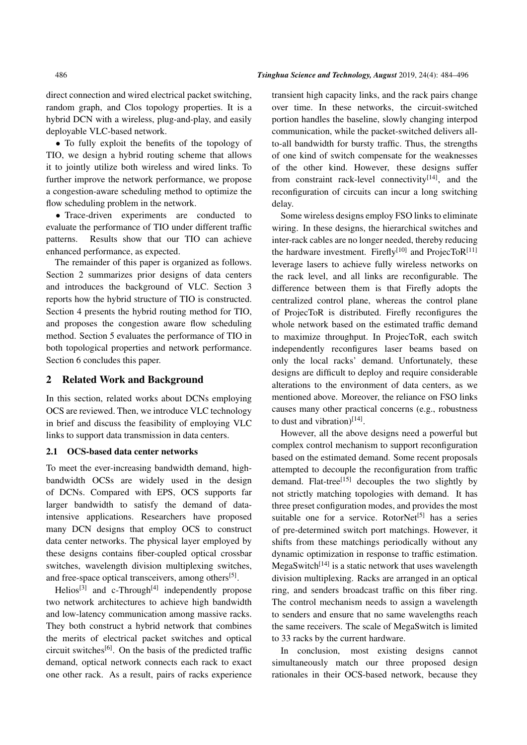direct connection and wired electrical packet switching, random graph, and Clos topology properties. It is a hybrid DCN with a wireless, plug-and-play, and easily deployable VLC-based network.

- To fully exploit the benefits of the topology of TIO, we design a hybrid routing scheme that allows it to jointly utilize both wireless and wired links. To further improve the network performance, we propose a congestion-aware scheduling method to optimize the flow scheduling problem in the network.
- Trace-driven experiments are conducted to evaluate the performance of TIO under different traffic patterns. Results show that our TIO can achieve enhanced performance, as expected.

The remainder of this paper is organized as follows. Section 2 summarizes prior designs of data centers and introduces the background of VLC. Section 3 reports how the hybrid structure of TIO is constructed. Section 4 presents the hybrid routing method for TIO, and proposes the congestion aware flow scheduling method. Section 5 evaluates the performance of TIO in both topological properties and network performance. Section 6 concludes this paper.

## 2 Related Work and Background

In this section, related works about DCNs employing OCS are reviewed. Then, we introduce VLC technology in brief and discuss the feasibility of employing VLC links to support data transmission in data centers.

### 2.1 OCS-based data center networks

To meet the ever-increasing bandwidth demand, high-bandwidth OCSs are widely used in the design of DCNs. Compared with EPS, OCS supports far larger bandwidth to satisfy the demand of data-intensive applications. Researchers have proposed many DCN designs that employ OCS to construct data center networks. The physical layer employed by these designs contains fiber-coupled optical crossbar switches, wavelength division multiplexing switches, and free-space optical transceivers, among others[5].

Helios[3] and c-Through[4] independently propose two network architectures to achieve high bandwidth and low-latency communication among massive racks. They both construct a hybrid network that combines the merits of electrical packet switches and optical circuit switches[6]. On the basis of the predicted traffic demand, optical network connects each rack to exact one other rack. As a result, pairs of racks experience transient high capacity links, and the rack pairs change over time. In these networks, the circuit-switched portion handles the baseline, slowly changing interpod communication, while the packet-switched delivers all-to-all bandwidth for bursty traffic. Thus, the strengths of one kind of switch compensate for the weaknesses of the other kind. However, these designs suffer from constraint rack-level connectivity[14], and the reconfiguration of circuits can incur a long switching delay.

Some wireless designs employ FSO links to eliminate wiring. In these designs, the hierarchical switches and inter-rack cables are no longer needed, thereby reducing the hardware investment. Firefly[10] and ProjecToR[11] leverage lasers to achieve fully wireless networks on the rack level, and all links are reconfigurable. The difference between them is that Firefly adopts the centralized control plane, whereas the control plane of ProjecToR is distributed. Firefly reconfigures the whole network based on the estimated traffic demand to maximize throughput. In ProjecToR, each switch independently reconfigures laser beams based on only the local racks' demand. Unfortunately, these designs are difficult to deploy and require considerable alterations to the environment of data centers, as we mentioned above. Moreover, the reliance on FSO links causes many other practical concerns (e.g., robustness to dust and vibration)[14].

However, all the above designs need a powerful but complex control mechanism to support reconfiguration based on the estimated demand. Some recent proposals attempted to decouple the reconfiguration from traffic demand. Flat-tree[15] decouples the two slightly by not strictly matching topologies with demand. It has three preset configuration modes, and provides the most suitable one for a service. RotorNet[5] has a series of pre-determined switch port matchings. However, it shifts from these matchings periodically without any dynamic optimization in response to traffic estimation. MegaSwitch[14] is a static network that uses wavelength division multiplexing. Racks are arranged in an optical ring, and senders broadcast traffic on this fiber ring. The control mechanism needs to assign a wavelength to senders and ensure that no same wavelengths reach the same receivers. The scale of MegaSwitch is limited to 33 racks by the current hardware.

In conclusion, most existing designs cannot simultaneously match our three proposed design rationales in their OCS-based network, because they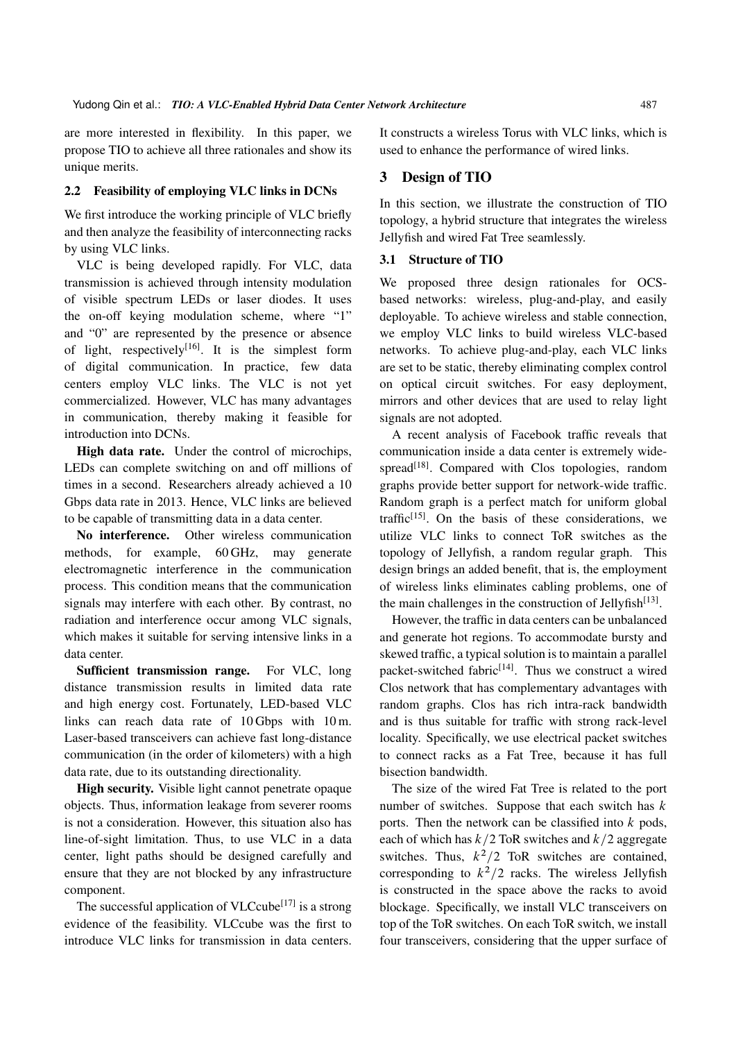are more interested in flexibility. In this paper, we propose TIO to achieve all three rationales and show its unique merits.

### 2.2 Feasibility of employing VLC links in DCNs

We first introduce the working principle of VLC briefly and then analyze the feasibility of interconnecting racks by using VLC links.

VLC is being developed rapidly. For VLC, data transmission is achieved through intensity modulation of visible spectrum LEDs or laser diodes. It uses the on-off keying modulation scheme, where "1" and "0" are represented by the presence or absence of light, respectively[16]. It is the simplest form of digital communication. In practice, few data centers employ VLC links. The VLC is not yet commercialized. However, VLC has many advantages in communication, thereby making it feasible for introduction into DCNs.

**High data rate.** Under the control of microchips, LEDs can complete switching on and off millions of times in a second. Researchers already achieved a 10 Gbps data rate in 2013. Hence, VLC links are believed to be capable of transmitting data in a data center.

**No interference.** Other wireless communication methods, for example, 60 GHz, may generate electromagnetic interference in the communication process. This condition means that the communication signals may interfere with each other. By contrast, no radiation and interference occur among VLC signals, which makes it suitable for serving intensive links in a data center.

**Sufficient transmission range.** For VLC, long distance transmission results in limited data rate and high energy cost. Fortunately, LED-based VLC links can reach data rate of 10 Gbps with 10 m. Laser-based transceivers can achieve fast long-distance communication (in the order of kilometers) with a high data rate, due to its outstanding directionality.

**High security.** Visible light cannot penetrate opaque objects. Thus, information leakage from severer rooms is not a consideration. However, this situation also has line-of-sight limitation. Thus, to use VLC in a data center, light paths should be designed carefully and ensure that they are not blocked by any infrastructure component.

The successful application of VLCcube[17] is a strong evidence of the feasibility. VLCcube was the first to introduce VLC links for transmission in data centers. It constructs a wireless Torus with VLC links, which is used to enhance the performance of wired links.

## 3 Design of TIO

In this section, we illustrate the construction of TIO topology, a hybrid structure that integrates the wireless Jellyfish and wired Fat Tree seamlessly.

### 3.1 Structure of TIO

We proposed three design rationales for OCS-based networks: wireless, plug-and-play, and easily deployable. To achieve wireless and stable connection, we employ VLC links to build wireless VLC-based networks. To achieve plug-and-play, each VLC links are set to be static, thereby eliminating complex control on optical circuit switches. For easy deployment, mirrors and other devices that are used to relay light signals are not adopted.

A recent analysis of Facebook traffic reveals that communication inside a data center is extremely wide-spread[18]. Compared with Clos topologies, random graphs provide better support for network-wide traffic. Random graph is a perfect match for uniform global traffic[15]. On the basis of these considerations, we utilize VLC links to connect ToR switches as the topology of Jellyfish, a random regular graph. This design brings an added benefit, that is, the employment of wireless links eliminates cabling problems, one of the main challenges in the construction of Jellyfish[13].

However, the traffic in data centers can be unbalanced and generate hot regions. To accommodate bursty and skewed traffic, a typical solution is to maintain a parallel packet-switched fabric[14]. Thus we construct a wired Clos network that has complementary advantages with random graphs. Clos has rich intra-rack bandwidth and is thus suitable for traffic with strong rack-level locality. Specifically, we use electrical packet switches to connect racks as a Fat Tree, because it has full bisection bandwidth.

The size of the wired Fat Tree is related to the port number of switches. Suppose that each switch has $k$ ports. Then the network can be classified into $k$ pods, each of which has $k/2$ ToR switches and $k/2$ aggregate switches. Thus, $k^2/2$ ToR switches are contained, corresponding to $k^2/2$ racks. The wireless Jellyfish is constructed in the space above the racks to avoid blockage. Specifically, we install VLC transceivers on top of the ToR switches. On each ToR switch, we install four transceivers, considering that the upper surface of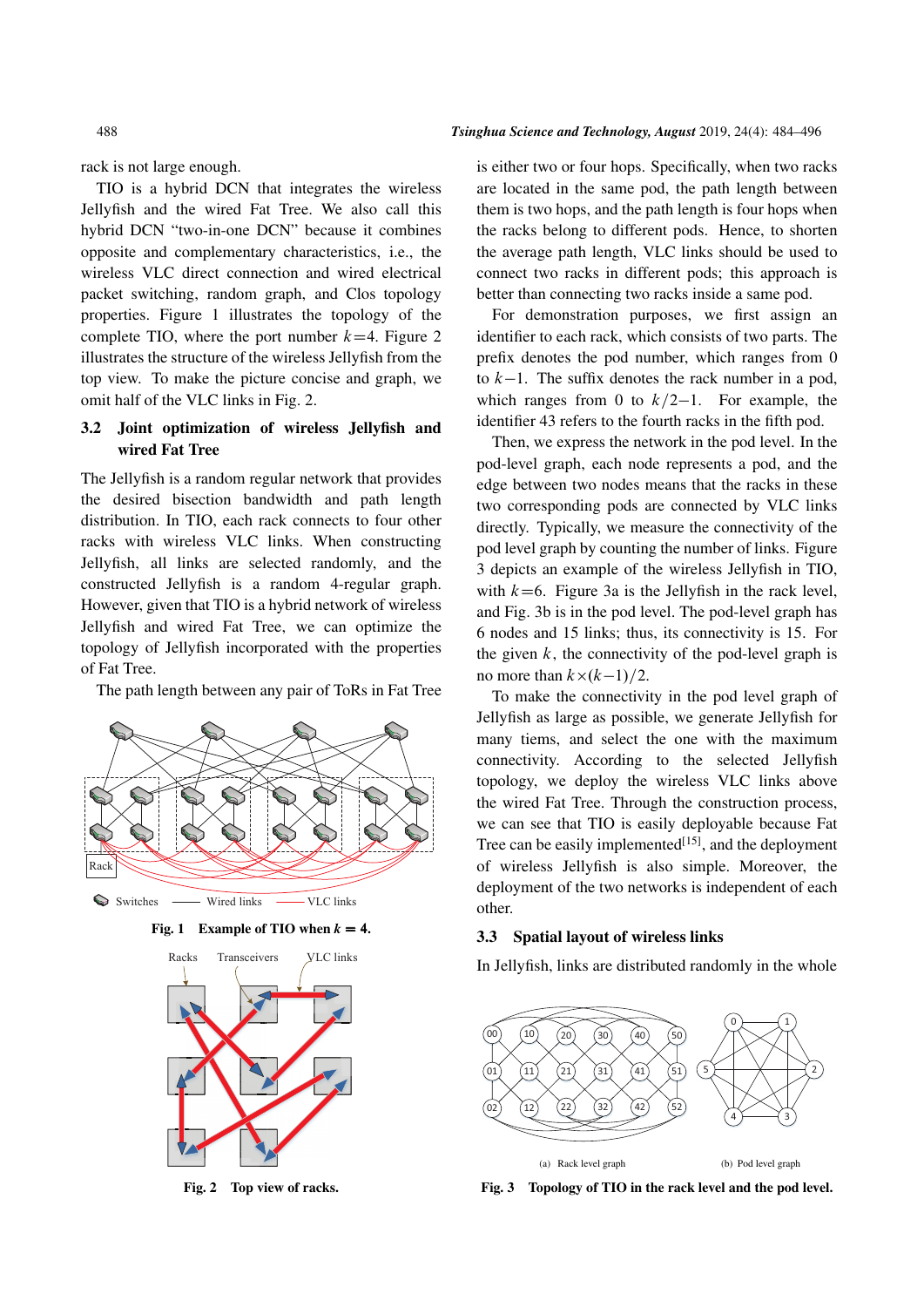rack is not large enough.

TIO is a hybrid DCN that integrates the wireless Jellyfish and the wired Fat Tree. We also call this hybrid DCN "two-in-one DCN" because it combines opposite and complementary characteristics, i.e., the wireless VLC direct connection and wired electrical packet switching, random graph, and Clos topology properties. Figure 1 illustrates the topology of the complete TIO, where the port number $k=4$. Figure 2 illustrates the structure of the wireless Jellyfish from the top view. To make the picture concise and graph, we omit half of the VLC links in Fig. 2.

### 3.2 Joint optimization of wireless Jellyfish and wired Fat Tree

The Jellyfish is a random regular network that provides the desired bisection bandwidth and path length distribution. In TIO, each rack connects to four other racks with wireless VLC links. When constructing Jellyfish, all links are selected randomly, and the constructed Jellyfish is a random 4-regular graph. However, given that TIO is a hybrid network of wireless Jellyfish and wired Fat Tree, we can optimize the topology of Jellyfish incorporated with the properties of Fat Tree.

The path length between any pair of ToRs in Fat Tree is either two or four hops. Specifically, when two racks are located in the same pod, the path length between them is two hops, and the path length is four hops when the racks belong to different pods. Hence, to shorten the average path length, VLC links should be used to connect two racks in different pods; this approach is better than connecting two racks inside a same pod.

Fig. 1 Example of TIO when $k = 4$.

Fig. 2 Top view of racks.

For demonstration purposes, we first assign an identifier to each rack, which consists of two parts. The prefix denotes the pod number, which ranges from 0 to $k-1$. The suffix denotes the rack number in a pod, which ranges from 0 to $k/2-1$. For example, the identifier 43 refers to the fourth racks in the fifth pod.

Then, we express the network in the pod level. In the pod-level graph, each node represents a pod, and the edge between two nodes means that the racks in these two corresponding pods are connected by VLC links directly. Typically, we measure the connectivity of the pod level graph by counting the number of links. Figure 3 depicts an example of the wireless Jellyfish in TIO, with $k=6$. Figure 3a is the Jellyfish in the rack level, and Fig. 3b is in the pod level. The pod-level graph has 6 nodes and 15 links; thus, its connectivity is 15. For the given $k$, the connectivity of the pod-level graph is no more than $k\times(k-1)/2$.

To make the connectivity in the pod level graph of Jellyfish as large as possible, we generate Jellyfish for many times, and select the one with the maximum connectivity. According to the selected Jellyfish topology, we deploy the wireless VLC links above the wired Fat Tree. Through the construction process, we can see that TIO is easily deployable because Fat Tree can be easily implemented[15], and the deployment of wireless Jellyfish is also simple. Moreover, the deployment of the two networks is independent of each other.

### 3.3 Spatial layout of wireless links

In Jellyfish, links are distributed randomly in the whole

(a) Rack level graph (b) Pod level graph

Fig. 3 Topology of TIO in the rack level and the pod level.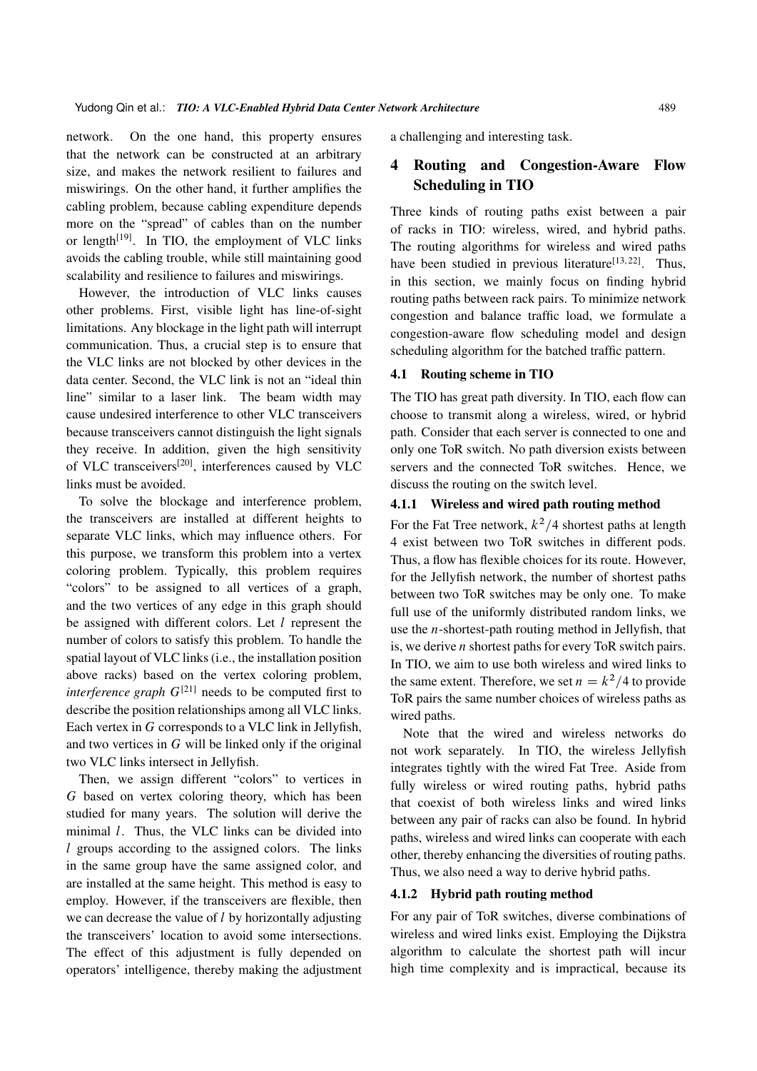network. On the one hand, this property ensures that the network can be constructed at an arbitrary size, and makes the network resilient to failures and miswirings. On the other hand, it further amplifies the cabling problem, because cabling expenditure depends more on the "spread" of cables than on the number or length[19]. In TIO, the employment of VLC links avoids the cabling trouble, while still maintaining good scalability and resilience to failures and miswirings.

However, the introduction of VLC links causes other problems. First, visible light has line-of-sight limitations. Any blockage in the light path will interrupt communication. Thus, a crucial step is to ensure that the VLC links are not blocked by other devices in the data center. Second, the VLC link is not an "ideal thin line" similar to a laser link. The beam width may cause undesired interference to other VLC transceivers because transceivers cannot distinguish the light signals they receive. In addition, given the high sensitivity of VLC transceivers[20], interferences caused by VLC links must be avoided.

To solve the blockage and interference problem, the transceivers are installed at different heights to separate VLC links, which may influence others. For this purpose, we transform this problem into a vertex coloring problem. Typically, this problem requires "colors" to be assigned to all vertices of a graph, and the two vertices of any edge in this graph should be assigned with different colors. Let $l$ represent the number of colors to satisfy this problem. To handle the spatial layout of VLC links (i.e., the installation position above racks) based on the vertex coloring problem, *interference graph* $G$[21] needs to be computed first to describe the position relationships among all VLC links. Each vertex in $G$ corresponds to a VLC link in Jellyfish, and two vertices in $G$ will be linked only if the original two VLC links intersect in Jellyfish.

Then, we assign different "colors" to vertices in $G$ based on vertex coloring theory, which has been studied for many years. The solution will derive the minimal $l$. Thus, the VLC links can be divided into $l$ groups according to the assigned colors. The links in the same group have the same assigned color, and are installed at the same height. This method is easy to employ. However, if the transceivers are flexible, then we can decrease the value of $l$ by horizontally adjusting the transceivers' location to avoid some intersections. The effect of this adjustment is fully depended on operators' intelligence, thereby making the adjustment a challenging and interesting task.

## 4 Routing and Congestion-Aware Flow Scheduling in TIO

Three kinds of routing paths exist between a pair of racks in TIO: wireless, wired, and hybrid paths. The routing algorithms for wireless and wired paths have been studied in previous literature[13,22]. Thus, in this section, we mainly focus on finding hybrid routing paths between rack pairs. To minimize network congestion and balance traffic load, we formulate a congestion-aware flow scheduling model and design scheduling algorithm for the batched traffic pattern.

### 4.1 Routing scheme in TIO

The TIO has great path diversity. In TIO, each flow can choose to transmit along a wireless, wired, or hybrid path. Consider that each server is connected to one and only one ToR switch. No path diversion exists between servers and the connected ToR switches. Hence, we discuss the routing on the switch level.

#### 4.1.1 Wireless and wired path routing method

For the Fat Tree network, $k^2/4$ shortest paths at length 4 exist between two ToR switches in different pods. Thus, a flow has flexible choices for its route. However, for the Jellyfish network, the number of shortest paths between two ToR switches may be only one. To make full use of the uniformly distributed random links, we use the $n$-shortest-path routing method in Jellyfish, that is, we derive $n$ shortest paths for every ToR switch pairs. In TIO, we aim to use both wireless and wired links to the same extent. Therefore, we set $n = k^2/4$ to provide ToR pairs the same number choices of wireless paths as wired paths.

Note that the wired and wireless networks do not work separately. In TIO, the wireless Jellyfish integrates tightly with the wired Fat Tree. Aside from fully wireless or wired routing paths, hybrid paths that coexist of both wireless links and wired links between any pair of racks can also be found. In hybrid paths, wireless and wired links can cooperate with each other, thereby enhancing the diversities of routing paths. Thus, we also need a way to derive hybrid paths.

#### 4.1.2 Hybrid path routing method

For any pair of ToR switches, diverse combinations of wireless and wired links exist. Employing the Dijkstra algorithm to calculate the shortest path will incur high time complexity and is impractical, because its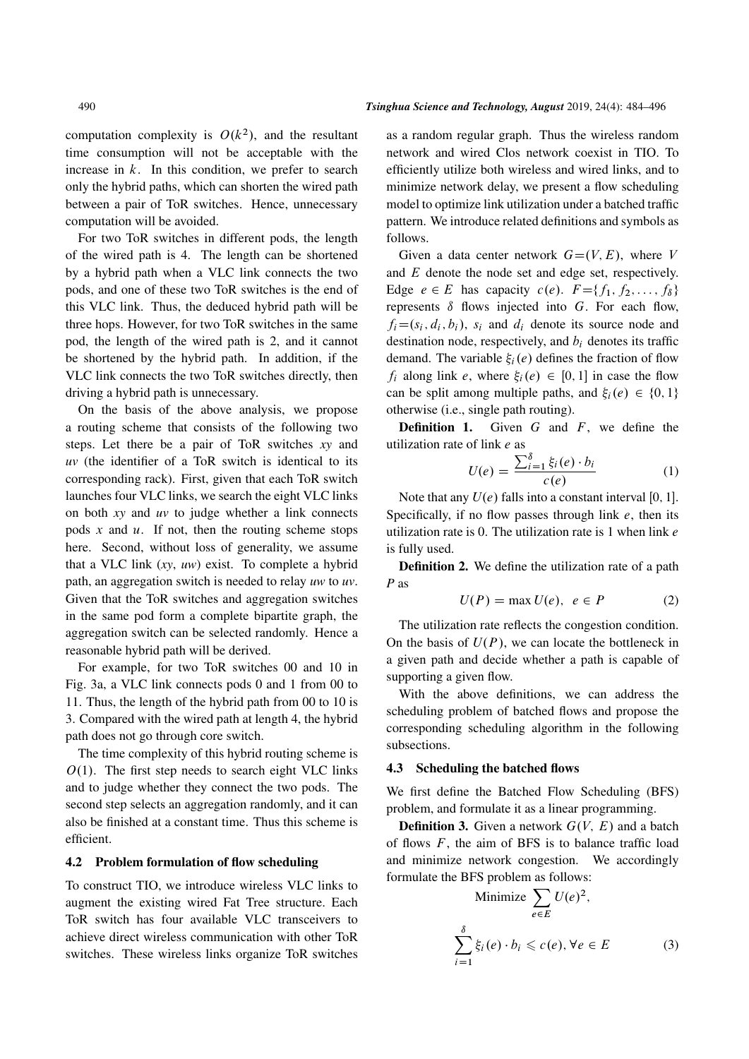computation complexity is $O(k^2)$, and the resultant time consumption will not be acceptable with the increase in $k$. In this condition, we prefer to search only the hybrid paths, which can shorten the wired path between a pair of ToR switches. Hence, unnecessary computation will be avoided.

For two ToR switches in different pods, the length of the wired path is 4. The length can be shortened by a hybrid path when a VLC link connects the two pods, and one of these two ToR switches is the end of this VLC link. Thus, the deduced hybrid path will be three hops. However, for two ToR switches in the same pod, the length of the wired path is 2, and it cannot be shortened by the hybrid path. In addition, if the VLC link connects the two ToR switches directly, then driving a hybrid path is unnecessary.

On the basis of the above analysis, we propose a routing scheme that consists of the following two steps. Let there be a pair of ToR switches $xy$ and $uv$ (the identifier of a ToR switch is identical to its corresponding rack). First, given that each ToR switch launches four VLC links, we search the eight VLC links on both $xy$ and $uv$ to judge whether a link connects pods $x$ and $u$. If not, then the routing scheme stops here. Second, without loss of generality, we assume that a VLC link ($xy$, $uw$) exist. To complete a hybrid path, an aggregation switch is needed to relay $uw$ to $uv$. Given that the ToR switches and aggregation switches in the same pod form a complete bipartite graph, the aggregation switch can be selected randomly. Hence a reasonable hybrid path will be derived.

For example, for two ToR switches 00 and 10 in Fig. 3a, a VLC link connects pods 0 and 1 from 00 to 11. Thus, the length of the hybrid path from 00 to 10 is 3. Compared with the wired path at length 4, the hybrid path does not go through core switch.

The time complexity of this hybrid routing scheme is $O(1)$. The first step needs to search eight VLC links and to judge whether they connect the two pods. The second step selects an aggregation randomly, and it can also be finished at a constant time. Thus this scheme is efficient.

### 4.2 Problem formulation of flow scheduling

To construct TIO, we introduce wireless VLC links to augment the existing wired Fat Tree structure. Each ToR switch has four available VLC transceivers to achieve direct wireless communication with other ToR switches. These wireless links organize ToR switches as a random regular graph. Thus the wireless random network and wired Clos network coexist in TIO. To efficiently utilize both wireless and wired links, and to minimize network delay, we present a flow scheduling model to optimize link utilization under a batched traffic pattern. We introduce related definitions and symbols as follows.

Given a data center network $G=(V,E)$, where $V$ and $E$ denote the node set and edge set, respectively. Edge $e \in E$ has capacity $c(e)$. $F=\{f_1, f_2, \dots, f_\delta\}$ represents $\delta$ flows injected into $G$. For each flow, $f_i=(s_i, d_i, b_i)$, $s_i$ and $d_i$ denote its source node and destination node, respectively, and $b_i$ denotes its traffic demand. The variable $\xi_i(e)$ defines the fraction of flow $f_i$ along link $e$, where $\xi_i(e) \in [0,1]$ in case the flow can be split among multiple paths, and $\xi_i(e) \in \{0,1\}$ otherwise (i.e., single path routing).

**Definition 1.** Given $G$ and $F$, we define the utilization rate of link $e$ as

$$U(e) = \frac{\sum_{i=1}^{\delta} \xi_i(e) \cdot b_i}{c(e)} \tag{1}$$

Note that any $U(e)$ falls into a constant interval [0, 1]. Specifically, if no flow passes through link $e$, then its utilization rate is 0. The utilization rate is 1 when link $e$ is fully used.

**Definition 2.** We define the utilization rate of a path $P$ as

$$U(P) = \max U(e), \ \ e \in P \tag{2}$$

The utilization rate reflects the congestion condition. On the basis of $U(P)$, we can locate the bottleneck in a given path and decide whether a path is capable of supporting a given flow.

With the above definitions, we can address the scheduling problem of batched flows and propose the corresponding scheduling algorithm in the following subsections.

### 4.3 Scheduling the batched flows

We first define the Batched Flow Scheduling (BFS) problem, and formulate it as a linear programming.

**Definition 3.** Given a network $G(V, E)$ and a batch of flows $F$, the aim of BFS is to balance traffic load and minimize network congestion. We accordingly formulate the BFS problem as follows:

$$\text{Minimize} \sum_{e \in E} U(e)^2,$$

$$\sum_{i=1}^{\delta} \xi_i(e) \cdot b_i \leqslant c(e), \forall e \in E \tag{3}$$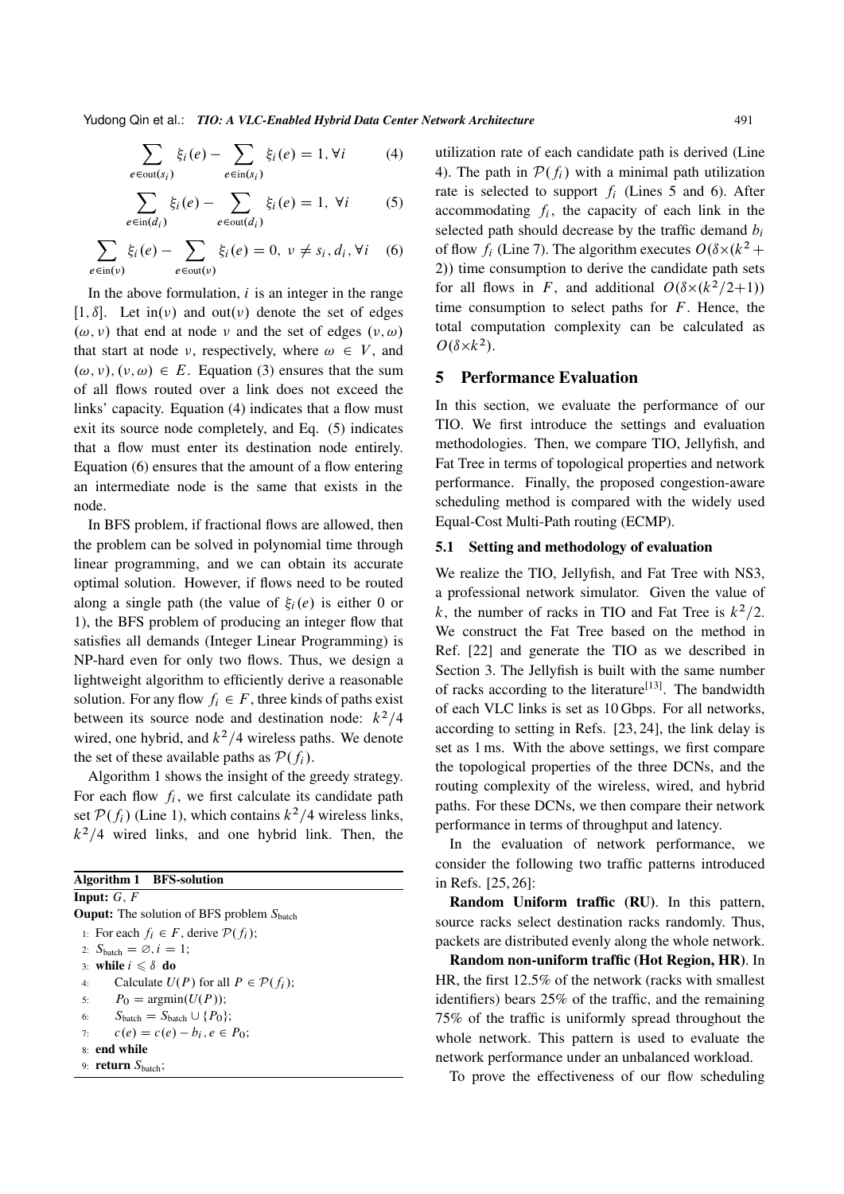$$\sum_{e \in \text{out}(s_i)} \xi_i(e) - \sum_{e \in \text{in}(s_i)} \xi_i(e) = 1, \forall i \tag{4}$$

$$\sum_{e \in \text{in}(d_i)} \xi_i(e) - \sum_{e \in \text{out}(d_i)} \xi_i(e) = 1, \ \forall i \tag{5}$$

$$\sum_{e \in \text{in}(v)} \xi_i(e) - \sum_{e \in \text{out}(v)} \xi_i(e) = 0, \ v \neq s_i, d_i, \forall i \tag{6}$$

In the above formulation, $i$ is an integer in the range $[1, \delta]$. Let $\text{in}(v)$ and $\text{out}(v)$ denote the set of edges $(\omega, v)$ that end at node $v$ and the set of edges $(v, \omega)$ that start at node $v$, respectively, where $\omega \in V$, and $(\omega, v), (v, \omega) \in E$. Equation (3) ensures that the sum of all flows routed over a link does not exceed the links' capacity. Equation (4) indicates that a flow must exit its source node completely, and Eq. (5) indicates that a flow must enter its destination node entirely. Equation (6) ensures that the amount of a flow entering an intermediate node is the same that exists in the node.

In BFS problem, if fractional flows are allowed, then the problem can be solved in polynomial time through linear programming, and we can obtain its accurate optimal solution. However, if flows need to be routed along a single path (the value of $\xi_i(e)$ is either 0 or 1), the BFS problem of producing an integer flow that satisfies all demands (Integer Linear Programming) is NP-hard even for only two flows. Thus, we design a lightweight algorithm to efficiently derive a reasonable solution. For any flow $f_i \in F$, three kinds of paths exist between its source node and destination node: $k^2/4$ wired, one hybrid, and $k^2/4$ wireless paths. We denote the set of these available paths as $\mathcal{P}(f_i)$.

Algorithm 1 shows the insight of the greedy strategy. For each flow $f_i$, we first calculate its candidate path set $\mathcal{P}(f_i)$ (Line 1), which contains $k^2/4$ wireless links, $k^2/4$ wired links, and one hybrid link. Then, the utilization rate of each candidate path is derived (Line 4). The path in $\mathcal{P}(f_i)$ with a minimal path utilization rate is selected to support $f_i$ (Lines 5 and 6). After accommodating $f_i$, the capacity of each link in the selected path should decrease by the traffic demand $b_i$ of flow $f_i$ (Line 7). The algorithm executes $O(\delta \times (k^2 + 2))$ time consumption to derive the candidate path sets for all flows in $F$, and additional $O(\delta \times (k^2/2+1))$ time consumption to select paths for $F$. Hence, the total computation complexity can be calculated as $O(\delta \times k^2)$.

**Algorithm 1 BFS-solution**

**Input:** $G$, $F$

**Ouput:** The solution of BFS problem $S_{\text{batch}}$

1: For each $f_i \in F$, derive $\mathcal{P}(f_i)$;
2: $S_{\text{batch}} = \varnothing, i = 1$;
3: **while** $i \leqslant \delta$ **do**
4: Calculate $U(P)$ for all $P \in \mathcal{P}(f_i)$;
5: $P_0 = \text{argmin}(U(P))$;
6: $S_{\text{batch}} = S_{\text{batch}} \cup \{P_0\}$;
7: $c(e) = c(e) - b_i, e \in P_0$;
8: **end while**
9: **return** $S_{\text{batch}}$;

## 5 Performance Evaluation

In this section, we evaluate the performance of our TIO. We first introduce the settings and evaluation methodologies. Then, we compare TIO, Jellyfish, and Fat Tree in terms of topological properties and network performance. Finally, the proposed congestion-aware scheduling method is compared with the widely used Equal-Cost Multi-Path routing (ECMP).

### 5.1 Setting and methodology of evaluation

We realize the TIO, Jellyfish, and Fat Tree with NS3, a professional network simulator. Given the value of $k$, the number of racks in TIO and Fat Tree is $k^2/2$. We construct the Fat Tree based on the method in Ref. [22] and generate the TIO as we described in Section 3. The Jellyfish is built with the same number of racks according to the literature[13]. The bandwidth of each VLC links is set as 10 Gbps. For all networks, according to setting in Refs. [23, 24], the link delay is set as 1 ms. With the above settings, we first compare the topological properties of the three DCNs, and the routing complexity of the wireless, wired, and hybrid paths. For these DCNs, we then compare their network performance in terms of throughput and latency.

In the evaluation of network performance, we consider the following two traffic patterns introduced in Refs. [25, 26]:

**Random Uniform traffic (RU)**. In this pattern, source racks select destination racks randomly. Thus, packets are distributed evenly along the whole network.

**Random non-uniform traffic (Hot Region, HR)**. In HR, the first 12.5% of the network (racks with smallest identifiers) bears 25% of the traffic, and the remaining 75% of the traffic is uniformly spread throughout the whole network. This pattern is used to evaluate the network performance under an unbalanced workload.

To prove the effectiveness of our flow scheduling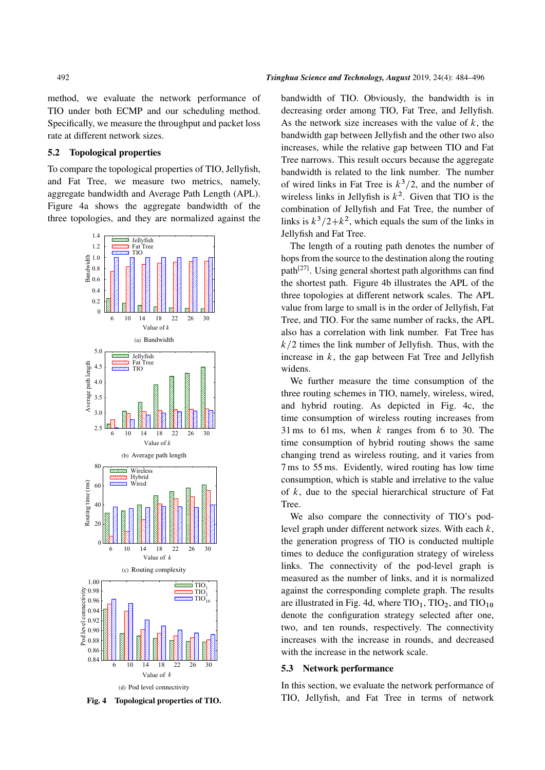method, we evaluate the network performance of TIO under both ECMP and our scheduling method. Specifically, we measure the throughput and packet loss rate at different network sizes.

### 5.2 Topological properties

To compare the topological properties of TIO, Jellyfish, and Fat Tree, we measure two metrics, namely, aggregate bandwidth and Average Path Length (APL). Figure 4a shows the aggregate bandwidth of the three topologies, and they are normalized against the bandwidth of TIO. Obviously, the bandwidth is in decreasing order among TIO, Fat Tree, and Jellyfish. As the network size increases with the value of $k$, the bandwidth gap between Jellyfish and the other two also increases, while the relative gap between TIO and Fat Tree narrows. This result occurs because the aggregate bandwidth is related to the link number. The number of wired links in Fat Tree is $k^3/2$, and the number of wireless links in Jellyfish is $k^2$. Given that TIO is the combination of Jellyfish and Fat Tree, the number of links is $k^3/2+k^2$, which equals the sum of the links in Jellyfish and Fat Tree.

The length of a routing path denotes the number of hops from the source to the destination along the routing path[27]. Using general shortest path algorithms can find the shortest path. Figure 4b illustrates the APL of the three topologies at different network scales. The APL value from large to small is in the order of Jellyfish, Fat Tree, and TIO. For the same number of racks, the APL also has a correlation with link number. Fat Tree has $k/2$ times the link number of Jellyfish. Thus, with the increase in $k$, the gap between Fat Tree and Jellyfish widens.

We further measure the time consumption of the three routing schemes in TIO, namely, wireless, wired, and hybrid routing. As depicted in Fig. 4c, the time consumption of wireless routing increases from 31 ms to 61 ms, when $k$ ranges from 6 to 30. The time consumption of hybrid routing shows the same changing trend as wireless routing, and it varies from 7 ms to 55 ms. Evidently, wired routing has low time consumption, which is stable and irrelative to the value of $k$, due to the special hierarchical structure of Fat Tree.

We also compare the connectivity of TIO's pod-level graph under different network sizes. With each $k$, the generation progress of TIO is conducted multiple times to deduce the configuration strategy of wireless links. The connectivity of the pod-level graph is measured as the number of links, and it is normalized against the corresponding complete graph. The results are illustrated in Fig. 4d, where $\text{TIO}_1$, $\text{TIO}_2$, and $\text{TIO}_{10}$ denote the configuration strategy selected after one, two, and ten rounds, respectively. The connectivity increases with the increase in rounds, and decreased with the increase in the network scale.

(a) Bandwidth

(b) Average path length

(c) Routing complexity

(d) Pod level connectivity

**Fig. 4 Topological properties of TIO.**

### 5.3 Network performance

In this section, we evaluate the network performance of TIO, Jellyfish, and Fat Tree in terms of network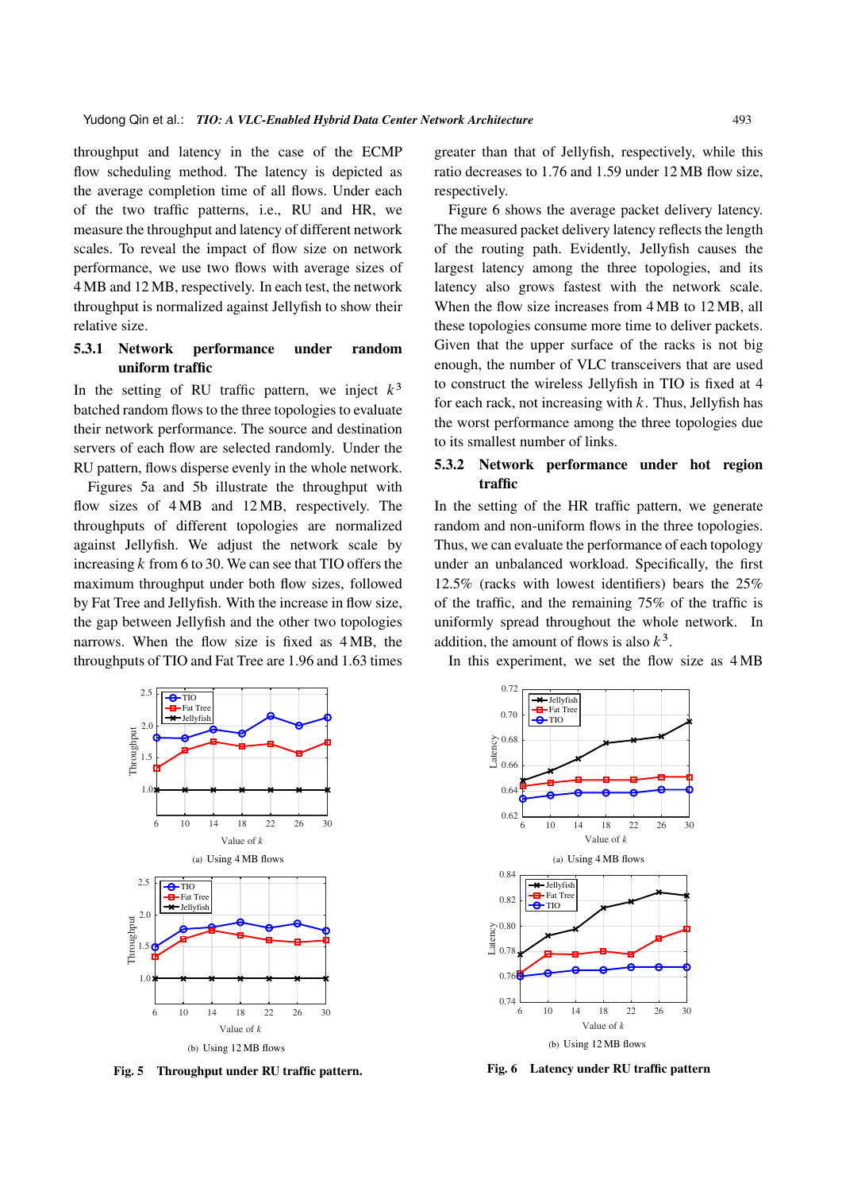throughput and latency in the case of the ECMP flow scheduling method. The latency is depicted as the average completion time of all flows. Under each of the two traffic patterns, i.e., RU and HR, we measure the throughput and latency of different network scales. To reveal the impact of flow size on network performance, we use two flows with average sizes of 4 MB and 12 MB, respectively. In each test, the network throughput is normalized against Jellyfish to show their relative size.

#### 5.3.1 Network performance under random uniform traffic

In the setting of RU traffic pattern, we inject $k^3$ batched random flows to the three topologies to evaluate their network performance. The source and destination servers of each flow are selected randomly. Under the RU pattern, flows disperse evenly in the whole network.

Figures 5a and 5b illustrate the throughput with flow sizes of 4 MB and 12 MB, respectively. The throughputs of different topologies are normalized against Jellyfish. We adjust the network scale by increasing $k$ from 6 to 30. We can see that TIO offers the maximum throughput under both flow sizes, followed by Fat Tree and Jellyfish. With the increase in flow size, the gap between Jellyfish and the other two topologies narrows. When the flow size is fixed as 4 MB, the throughputs of TIO and Fat Tree are 1.96 and 1.63 times greater than that of Jellyfish, respectively, while this ratio decreases to 1.76 and 1.59 under 12 MB flow size, respectively.

Figure 6 shows the average packet delivery latency. The measured packet delivery latency reflects the length of the routing path. Evidently, Jellyfish causes the largest latency among the three topologies, and its latency also grows fastest with the network scale. When the flow size increases from 4 MB to 12 MB, all these topologies consume more time to deliver packets. Given that the upper surface of the racks is not big enough, the number of VLC transceivers that are used to construct the wireless Jellyfish in TIO is fixed at 4 for each rack, not increasing with $k$. Thus, Jellyfish has the worst performance among the three topologies due to its smallest number of links.

#### 5.3.2 Network performance under hot region traffic

In the setting of the HR traffic pattern, we generate random and non-uniform flows in the three topologies. Thus, we can evaluate the performance of each topology under an unbalanced workload. Specifically, the first 12.5% (racks with lowest identifiers) bears the 25% of the traffic, and the remaining 75% of the traffic is uniformly spread throughout the whole network. In addition, the amount of flows is also $k^3$.

In this experiment, we set the flow size as 4 MB

(a) Using 4 MB flows

(b) Using 12 MB flows

**Fig. 5 Throughput under RU traffic pattern.**

(a) Using 4 MB flows

(b) Using 12 MB flows

**Fig. 6 Latency under RU traffic pattern**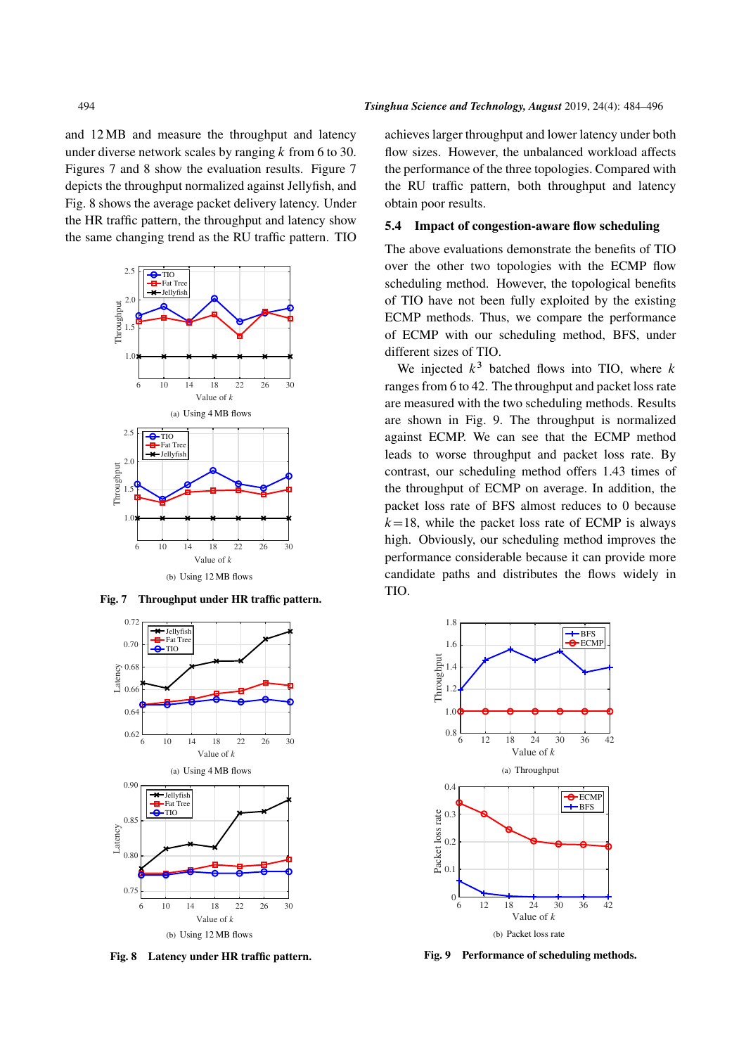and 12 MB and measure the throughput and latency under diverse network scales by ranging $k$ from 6 to 30. Figures 7 and 8 show the evaluation results. Figure 7 depicts the throughput normalized against Jellyfish, and Fig. 8 shows the average packet delivery latency. Under the HR traffic pattern, the throughput and latency show the same changing trend as the RU traffic pattern. TIO achieves larger throughput and lower latency under both flow sizes. However, the unbalanced workload affects the performance of the three topologies. Compared with the RU traffic pattern, both throughput and latency obtain poor results.

(a) Using 4 MB flows

(b) Using 12 MB flows

**Fig. 7 Throughput under HR traffic pattern.**

(a) Using 4 MB flows

(b) Using 12 MB flows

**Fig. 8 Latency under HR traffic pattern.**

### 5.4 Impact of congestion-aware flow scheduling

The above evaluations demonstrate the benefits of TIO over the other two topologies with the ECMP flow scheduling method. However, the topological benefits of TIO have not been fully exploited by the existing ECMP methods. Thus, we compare the performance of ECMP with our scheduling method, BFS, under different sizes of TIO.

We injected $k^3$ batched flows into TIO, where $k$ ranges from 6 to 42. The throughput and packet loss rate are measured with the two scheduling methods. Results are shown in Fig. 9. The throughput is normalized against ECMP. We can see that the ECMP method leads to worse throughput and packet loss rate. By contrast, our scheduling method offers 1.43 times of the throughput of ECMP on average. In addition, the packet loss rate of BFS almost reduces to 0 because $k=18$, while the packet loss rate of ECMP is always high. Obviously, our scheduling method improves the performance considerable because it can provide more candidate paths and distributes the flows widely in TIO.

(a) Throughput

(b) Packet loss rate

**Fig. 9 Performance of scheduling methods.**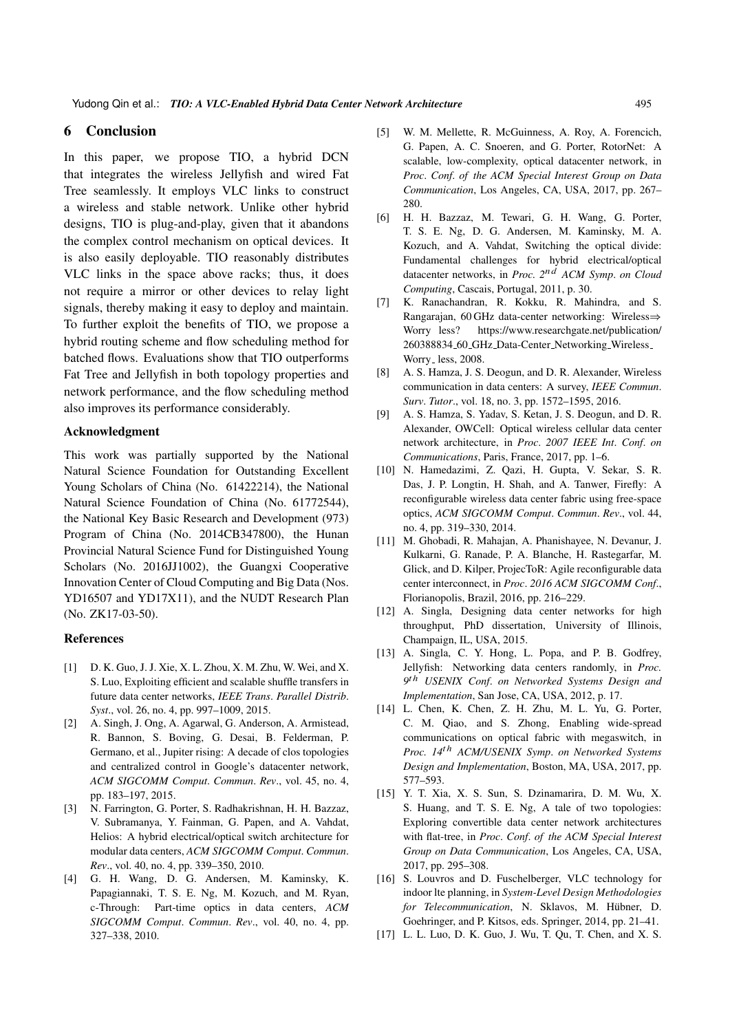## 6 Conclusion

In this paper, we propose TIO, a hybrid DCN that integrates the wireless Jellyfish and wired Fat Tree seamlessly. It employs VLC links to construct a wireless and stable network. Unlike other hybrid designs, TIO is plug-and-play, given that it abandons the complex control mechanism on optical devices. It is also easily deployable. TIO reasonably distributes VLC links in the space above racks; thus, it does not require a mirror or other devices to relay light signals, thereby making it easy to deploy and maintain. To further exploit the benefits of TIO, we propose a hybrid routing scheme and flow scheduling method for batched flows. Evaluations show that TIO outperforms Fat Tree and Jellyfish in both topology properties and network performance, and the flow scheduling method also improves its performance considerably.

### Acknowledgment

This work was partially supported by the National Natural Science Foundation for Outstanding Excellent Young Scholars of China (No. 61422214), the National Natural Science Foundation of China (No. 61772544), the National Key Basic Research and Development (973) Program of China (No. 2014CB347800), the Hunan Provincial Natural Science Fund for Distinguished Young Scholars (No. 2016JJ1002), the Guangxi Cooperative Innovation Center of Cloud Computing and Big Data (Nos. YD16507 and YD17X11), and the NUDT Research Plan (No. ZK17-03-50).

### References

[1] D. K. Guo, J. J. Xie, X. L. Zhou, X. M. Zhu, W. Wei, and X. S. Luo, Exploiting efficient and scalable shuffle transfers in future data center networks, *IEEE Trans. Parallel Distrib. Syst.*, vol. 26, no. 4, pp. 997–1009, 2015.

[2] A. Singh, J. Ong, A. Agarwal, G. Anderson, A. Armistead, R. Bannon, S. Boving, G. Desai, B. Felderman, P. Germano, et al., Jupiter rising: A decade of clos topologies and centralized control in Google's datacenter network, *ACM SIGCOMM Comput. Commun. Rev.*, vol. 45, no. 4, pp. 183–197, 2015.

[3] N. Farrington, G. Porter, S. Radhakrishnan, H. H. Bazzaz, V. Subramanya, Y. Fainman, G. Papen, and A. Vahdat, Helios: A hybrid electrical/optical switch architecture for modular data centers, *ACM SIGCOMM Comput. Commun. Rev.*, vol. 40, no. 4, pp. 339–350, 2010.

[4] G. H. Wang, D. G. Andersen, M. Kaminsky, K. Papagiannaki, T. S. E. Ng, M. Kozuch, and M. Ryan, c-Through: Part-time optics in data centers, *ACM SIGCOMM Comput. Commun. Rev.*, vol. 40, no. 4, pp. 327–338, 2010.

[5] W. M. Mellette, R. McGuinness, A. Roy, A. Forencich, G. Papen, A. C. Snoeren, and G. Porter, RotorNet: A scalable, low-complexity, optical datacenter network, in *Proc. Conf. of the ACM Special Interest Group on Data Communication*, Los Angeles, CA, USA, 2017, pp. 267–280.

[6] H. H. Bazzaz, M. Tewari, G. H. Wang, G. Porter, T. S. E. Ng, D. G. Andersen, M. Kaminsky, M. A. Kozuch, and A. Vahdat, Switching the optical divide: Fundamental challenges for hybrid electrical/optical datacenter networks, in *Proc. $2^{nd}$ ACM Symp. on Cloud Computing*, Cascais, Portugal, 2011, p. 30.

[7] K. Ranachandran, R. Kokku, R. Mahindra, and S. Rangarajan, 60 GHz data-center networking: Wireless⇒ Worry less? https://www.researchgate.net/publication/260388834_60_GHz_Data-Center_Networking_Wireless_Worry_less, 2008.

[8] A. S. Hamza, J. S. Deogun, and D. R. Alexander, Wireless communication in data centers: A survey, *IEEE Commun. Surv. Tutor.*, vol. 18, no. 3, pp. 1572–1595, 2016.

[9] A. S. Hamza, S. Yadav, S. Ketan, J. S. Deogun, and D. R. Alexander, OWCell: Optical wireless cellular data center network architecture, in *Proc. 2007 IEEE Int. Conf. on Communications*, Paris, France, 2017, pp. 1–6.

[10] N. Hamedazimi, Z. Qazi, H. Gupta, V. Sekar, S. R. Das, J. P. Longtin, H. Shah, and A. Tanwer, Firefly: A reconfigurable wireless data center fabric using free-space optics, *ACM SIGCOMM Comput. Commun. Rev.*, vol. 44, no. 4, pp. 319–330, 2014.

[11] M. Ghobadi, R. Mahajan, A. Phanishayee, N. Devanur, J. Kulkarni, G. Ranade, P. A. Blanche, H. Rastegarfar, M. Glick, and D. Kilper, ProjecToR: Agile reconfigurable data center interconnect, in *Proc. 2016 ACM SIGCOMM Conf.*, Florianopolis, Brazil, 2016, pp. 216–229.

[12] A. Singla, Designing data center networks for high throughput, PhD dissertation, University of Illinois, Champaign, IL, USA, 2015.

[13] A. Singla, C. Y. Hong, L. Popa, and P. B. Godfrey, Jellyfish: Networking data centers randomly, in *Proc. $9^{th}$ USENIX Conf. on Networked Systems Design and Implementation*, San Jose, CA, USA, 2012, p. 17.

[14] L. Chen, K. Chen, Z. H. Zhu, M. L. Yu, G. Porter, C. M. Qiao, and S. Zhong, Enabling wide-spread communications on optical fabric with megaswitch, in *Proc. $14^{th}$ ACM/USENIX Symp. on Networked Systems Design and Implementation*, Boston, MA, USA, 2017, pp. 577–593.

[15] Y. T. Xia, X. S. Sun, S. Dzinamarira, D. M. Wu, X. S. Huang, and T. S. E. Ng, A tale of two topologies: Exploring convertible data center network architectures with flat-tree, in *Proc. Conf. of the ACM Special Interest Group on Data Communication*, Los Angeles, CA, USA, 2017, pp. 295–308.

[16] S. Louvros and D. Fuschelberger, VLC technology for indoor lte planning, in *System-Level Design Methodologies for Telecommunication*, N. Sklavos, M. Hübner, D. Goehringer, and P. Kitsos, eds. Springer, 2014, pp. 21–41.

[17] L. L. Luo, D. K. Guo, J. Wu, T. Qu, T. Chen, and X. S.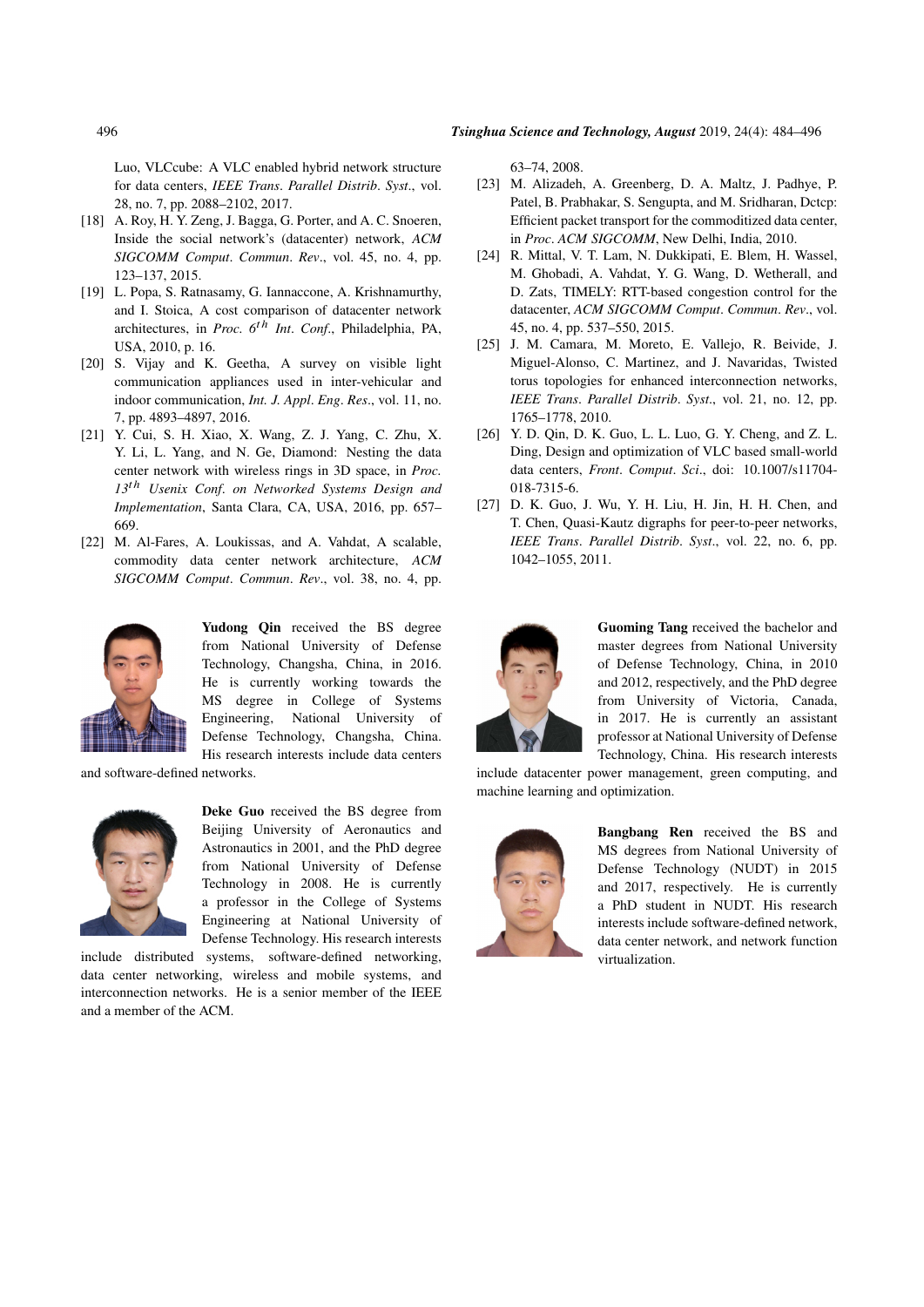Luo, VLCcube: A VLC enabled hybrid network structure for data centers, *IEEE Trans. Parallel Distrib. Syst.*, vol. 28, no. 7, pp. 2088–2102, 2017.

[18] A. Roy, H. Y. Zeng, J. Bagga, G. Porter, and A. C. Snoeren, Inside the social network's (datacenter) network, *ACM SIGCOMM Comput. Commun. Rev.*, vol. 45, no. 4, pp. 123–137, 2015.

[19] L. Popa, S. Ratnasamy, G. Iannaccone, A. Krishnamurthy, and I. Stoica, A cost comparison of datacenter network architectures, in *Proc. 6$^{th}$ Int. Conf.*, Philadelphia, PA, USA, 2010, p. 16.

[20] S. Vijay and K. Geetha, A survey on visible light communication appliances used in inter-vehicular and indoor communication, *Int. J. Appl. Eng. Res.*, vol. 11, no. 7, pp. 4893–4897, 2016.

[21] Y. Cui, S. H. Xiao, X. Wang, Z. J. Yang, C. Zhu, X. Y. Li, L. Yang, and N. Ge, Diamond: Nesting the data center network with wireless rings in 3D space, in *Proc. 13$^{th}$ Usenix Conf. on Networked Systems Design and Implementation*, Santa Clara, CA, USA, 2016, pp. 657–669.

[22] M. Al-Fares, A. Loukissas, and A. Vahdat, A scalable, commodity data center network architecture, *ACM SIGCOMM Comput. Commun. Rev.*, vol. 38, no. 4, pp. 63–74, 2008.

[23] M. Alizadeh, A. Greenberg, D. A. Maltz, J. Padhye, P. Patel, B. Prabhakar, S. Sengupta, and M. Sridharan, Dctcp: Efficient packet transport for the commoditized data center, in *Proc. ACM SIGCOMM*, New Delhi, India, 2010.

[24] R. Mittal, V. T. Lam, N. Dukkipati, E. Blem, H. Wassel, M. Ghobadi, A. Vahdat, Y. G. Wang, D. Wetherall, and D. Zats, TIMELY: RTT-based congestion control for the datacenter, *ACM SIGCOMM Comput. Commun. Rev.*, vol. 45, no. 4, pp. 537–550, 2015.

[25] J. M. Camara, M. Moreto, E. Vallejo, R. Beivide, J. Miguel-Alonso, C. Martinez, and J. Navaridas, Twisted torus topologies for enhanced interconnection networks, *IEEE Trans. Parallel Distrib. Syst.*, vol. 21, no. 12, pp. 1765–1778, 2010.

[26] Y. D. Qin, D. K. Guo, L. L. Luo, G. Y. Cheng, and Z. L. Ding, Design and optimization of VLC based small-world data centers, *Front. Comput. Sci.*, doi: 10.1007/s11704-018-7315-6.

[27] D. K. Guo, J. Wu, Y. H. Liu, H. Jin, H. H. Chen, and T. Chen, Quasi-Kautz digraphs for peer-to-peer networks, *IEEE Trans. Parallel Distrib. Syst.*, vol. 22, no. 6, pp. 1042–1055, 2011.

**Yudong Qin** received the BS degree from National University of Defense Technology, Changsha, China, in 2016. He is currently working towards the MS degree in College of Systems Engineering, National University of Defense Technology, Changsha, China. His research interests include data centers and software-defined networks.

**Deke Guo** received the BS degree from Beijing University of Aeronautics and Astronautics in 2001, and the PhD degree from National University of Defense Technology in 2008. He is currently a professor in the College of Systems Engineering at National University of Defense Technology. His research interests include distributed systems, software-defined networking, data center networking, wireless and mobile systems, and interconnection networks. He is a senior member of the IEEE and a member of the ACM.

**Guoming Tang** received the bachelor and master degrees from National University of Defense Technology, China, in 2010 and 2012, respectively, and the PhD degree from University of Victoria, Canada, in 2017. He is currently an assistant professor at National University of Defense Technology, China. His research interests include datacenter power management, green computing, and machine learning and optimization.

**Bangbang Ren** received the BS and MS degrees from National University of Defense Technology (NUDT) in 2015 and 2017, respectively. He is currently a PhD student in NUDT. His research interests include software-defined network, data center network, and network function virtualization.